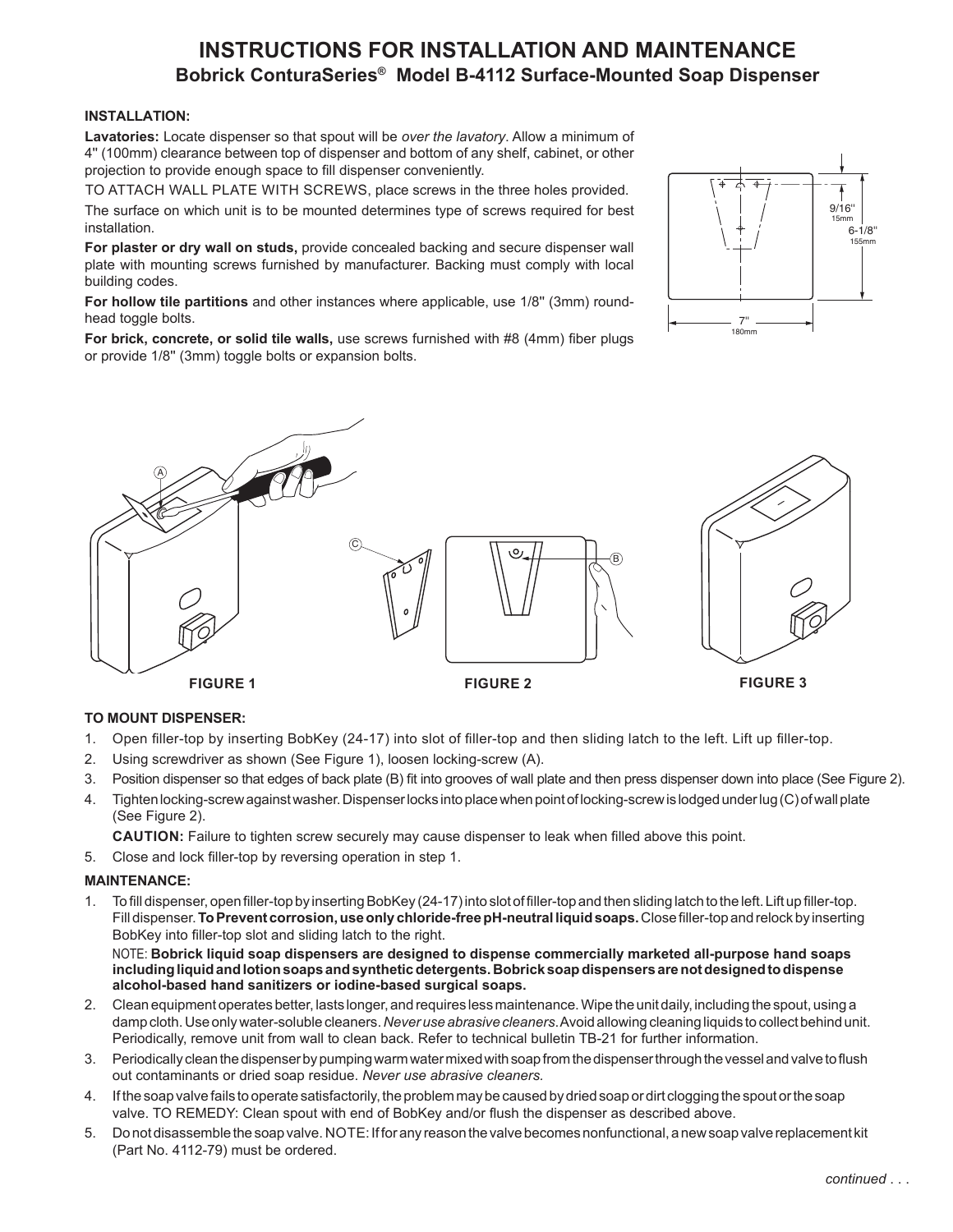# INSTRUCTIONS FOR INSTALLATION AND MAINTENANCE

## Bobrick ConturaSeries® Model B-4112 Surface-Mounted Soap Dispenser

### INSTALLATION:

**Lavatories:** Locate dispenser so that spout will be *over the lavatory*. Allow a minimum of 4" (100mm) clearance between top of dispenser and bottom of any shelf, cabinet, or other projection to provide enough space to fill dispenser conveniently.

TO ATTACH WALL PLATE WITH SCREWS, place screws in the three holes provided.

The surface on which unit is to be mounted determines type of screws required for best installation.

**For plaster or dry wall on studs,** provide concealed backing and secure dispenser wall plate with mounting screws furnished by manufacturer. Backing must comply with local building codes.

**For hollow tile partitions** and other instances where applicable, use 1/8" (3mm) round-head toggle bolts.

**For brick, concrete, or solid tile walls,** use screws furnished with #8 (4mm) fiber plugs or provide 1/8" (3mm) toggle bolts or expansion bolts.

9/16" 15mm

6-1/8" 155mm

7" 180mm

A

C

B

FIGURE 1

FIGURE 2

FIGURE 3

### TO MOUNT DISPENSER:

1. Open filler-top by inserting BobKey (24-17) into slot of filler-top and then sliding latch to the left. Lift up filler-top.
2. Using screwdriver as shown (See Figure 1), loosen locking-screw (A).
3. Position dispenser so that edges of back plate (B) fit into grooves of wall plate and then press dispenser down into place (See Figure 2).
4. Tighten locking-screw against washer. Dispenser locks into place when point of locking-screw is lodged under lug (C) of wall plate (See Figure 2).

   **CAUTION:** Failure to tighten screw securely may cause dispenser to leak when filled above this point.
5. Close and lock filler-top by reversing operation in step 1.

### MAINTENANCE:

1. To fill dispenser, open filler-top by inserting BobKey (24-17) into slot of filler-top and then sliding latch to the left. Lift up filler-top. Fill dispenser. **To Prevent corrosion, use only chloride-free pH-neutral liquid soaps.** Close filler-top and relock by inserting BobKey into filler-top slot and sliding latch to the right.

   NOTE: **Bobrick liquid soap dispensers are designed to dispense commercially marketed all-purpose hand soaps including liquid and lotion soaps and synthetic detergents. Bobrick soap dispensers are not designed to dispense alcohol-based hand sanitizers or iodine-based surgical soaps.**
2. Clean equipment operates better, lasts longer, and requires less maintenance. Wipe the unit daily, including the spout, using a damp cloth. Use only water-soluble cleaners. *Never use abrasive cleaners.* Avoid allowing cleaning liquids to collect behind unit. Periodically, remove unit from wall to clean back. Refer to technical bulletin TB-21 for further information.
3. Periodically clean the dispenser by pumping warm water mixed with soap from the dispenser through the vessel and valve to flush out contaminants or dried soap residue. *Never use abrasive cleaners.*
4. If the soap valve fails to operate satisfactorily, the problem may be caused by dried soap or dirt clogging the spout or the soap valve. TO REMEDY: Clean spout with end of BobKey and/or flush the dispenser as described above.
5. Do not disassemble the soap valve. NOTE: If for any reason the valve becomes nonfunctional, a new soap valve replacement kit (Part No. 4112-79) must be ordered.

*continued . . .*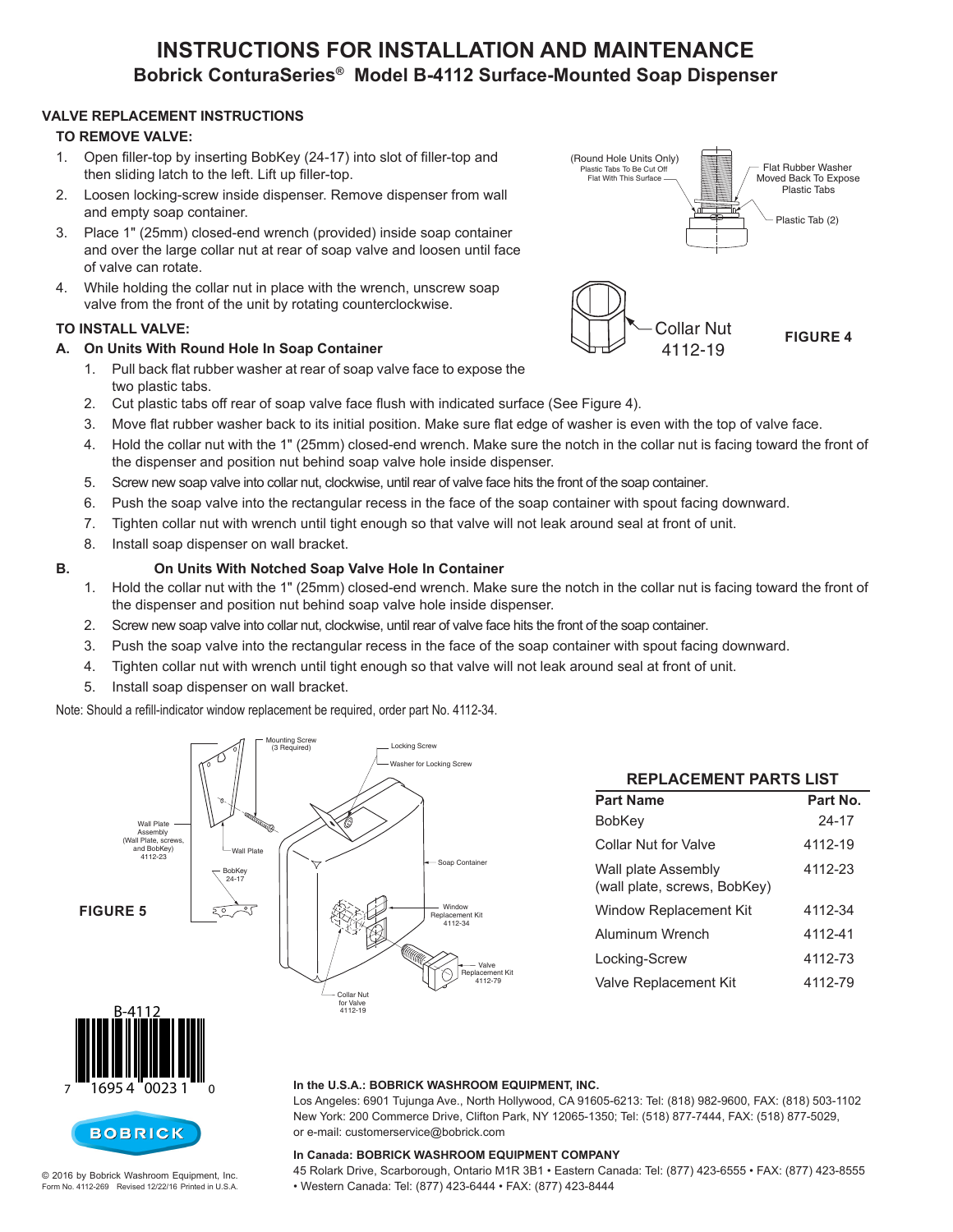# INSTRUCTIONS FOR INSTALLATION AND MAINTENANCE

## Bobrick ContuраSeries® Model B-4112 Surface-Mounted Soap Dispenser

### VALVE REPLACEMENT INSTRUCTIONS

#### TO REMOVE VALVE:

1. Open filler-top by inserting BobKey (24-17) into slot of filler-top and then sliding latch to the left. Lift up filler-top.
2. Loosen locking-screw inside dispenser. Remove dispenser from wall and empty soap container.
3. Place 1" (25mm) closed-end wrench (provided) inside soap container and over the large collar nut at rear of soap valve and loosen until face of valve can rotate.
4. While holding the collar nut in place with the wrench, unscrew soap valve from the front of the unit by rotating counterclockwise.

#### TO INSTALL VALVE:

**A. On Units With Round Hole In Soap Container**

1. Pull back flat rubber washer at rear of soap valve face to expose the two plastic tabs.
2. Cut plastic tabs off rear of soap valve face flush with indicated surface (See Figure 4).
3. Move flat rubber washer back to its initial position. Make sure flat edge of washer is even with the top of valve face.
4. Hold the collar nut with the 1" (25mm) closed-end wrench. Make sure the notch in the collar nut is facing toward the front of the dispenser and position nut behind soap valve hole inside dispenser.
5. Screw new soap valve into collar nut, clockwise, until rear of valve face hits the front of the soap container.
6. Push the soap valve into the rectangular recess in the face of the soap container with spout facing downward.
7. Tighten collar nut with wrench until tight enough so that valve will not leak around seal at front of unit.
8. Install soap dispenser on wall bracket.

**B. On Units With Notched Soap Valve Hole In Container**

1. Hold the collar nut with the 1" (25mm) closed-end wrench. Make sure the notch in the collar nut is facing toward the front of the dispenser and position nut behind soap valve hole inside dispenser.
2. Screw new soap valve into collar nut, clockwise, until rear of valve face hits the front of the soap container.
3. Push the soap valve into the rectangular recess in the face of the soap container with spout facing downward.
4. Tighten collar nut with wrench until tight enough so that valve will not leak around seal at front of unit.
5. Install soap dispenser on wall bracket.

Note: Should a refill-indicator window replacement be required, order part No. 4112-34.

(Round Hole Units Only)
Plastic Tabs To Be Cut Off Flat With This Surface
Flat Rubber Washer Moved Back To Expose Plastic Tabs
Plastic Tab (2)
Collar Nut
4112-19

**FIGURE 4**

Mounting Screw (3 Required)
Locking Screw
Washer for Locking Screw
Wall Plate Assembly (Wall Plate, screws, and BobKey) 4112-23
Wall Plate
BobKey
24-17
Soap Container
Window Replacement Kit
4112-34
Valve Replacement Kit
4112-79
Collar Nut for Valve
4112-19

**FIGURE 5**

#### REPLACEMENT PARTS LIST

| Part Name | Part No. |
|---|---|
| BobKey | 24-17 |
| Collar Nut for Valve | 4112-19 |
| Wall plate Assembly (wall plate, screws, BobKey) | 4112-23 |
| Window Replacement Kit | 4112-34 |
| Aluminum Wrench | 4112-41 |
| Locking-Screw | 4112-73 |
| Valve Replacement Kit | 4112-79 |

B-4112

7 16954 00231 0

BOBRICK

**In the U.S.A.: BOBRICK WASHROOM EQUIPMENT, INC.**
Los Angeles: 6901 Tujunga Ave., North Hollywood, CA 91605-6213: Tel: (818) 982-9600, FAX: (818) 503-1102
New York: 200 Commerce Drive, Clifton Park, NY 12065-1350; Tel: (518) 877-7444, FAX: (518) 877-5029, or e-mail: customerservice@bobrick.com

**In Canada: BOBRICK WASHROOM EQUIPMENT COMPANY**
45 Rolark Drive, Scarborough, Ontario M1R 3B1 • Eastern Canada: Tel: (877) 423-6555 • FAX: (877) 423-8555 • Western Canada: Tel: (877) 423-6444 • FAX: (877) 423-8444

© 2016 by Bobrick Washroom Equipment, Inc.
Form No. 4112-269 Revised 12/22/16 Printed in U.S.A.